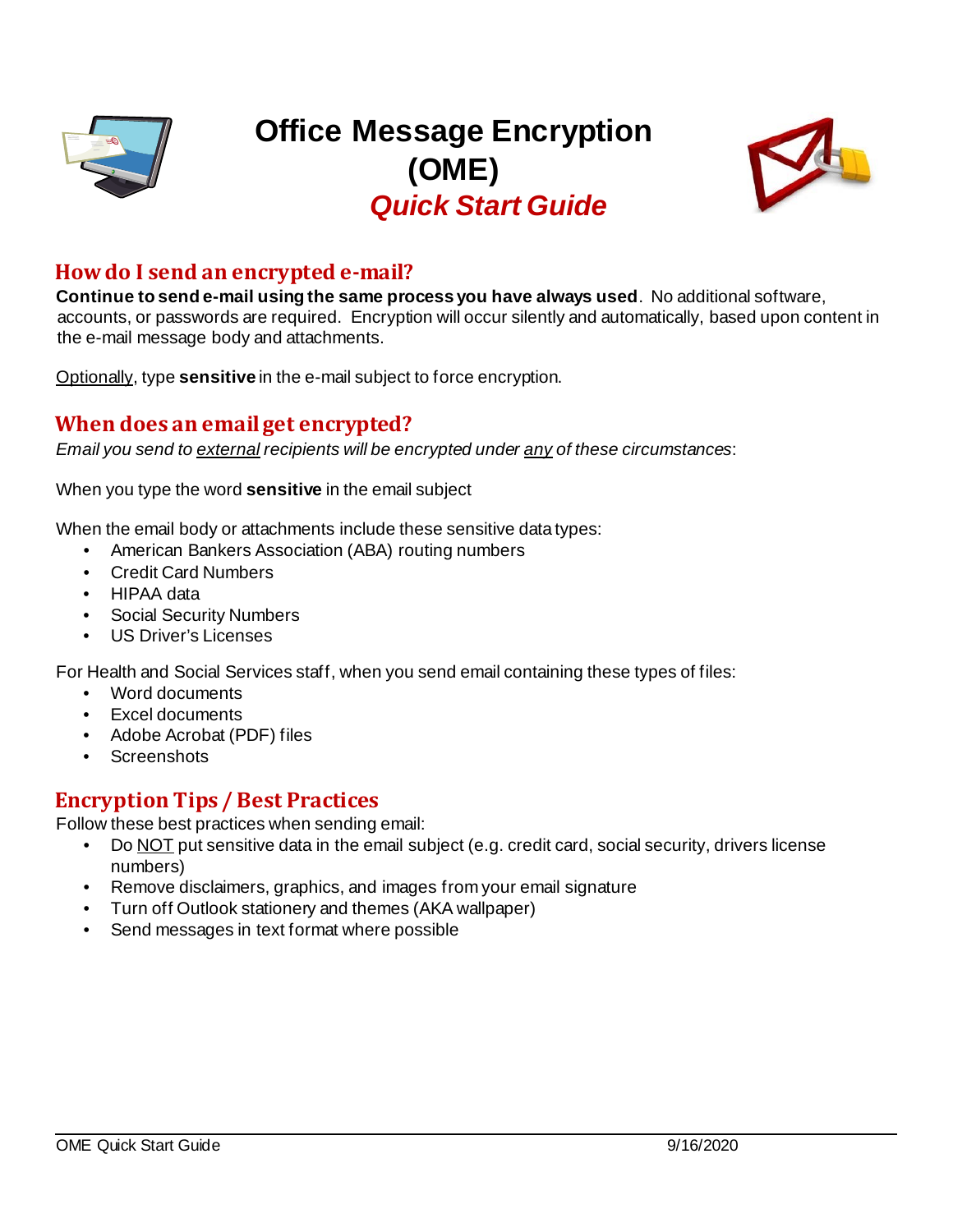# Office Message Encryption (OME)

***Quick Start Guide***

## How do I send an encrypted e-mail?

**Continue to send e-mail using the same process you have always used**. No additional software, accounts, or passwords are required. Encryption will occur silently and automatically, based upon content in the e-mail message body and attachments.

Optionally, type **sensitive** in the e-mail subject to force encryption.

## When does an email get encrypted?

*Email you send to external recipients will be encrypted under any of these circumstances*:

When you type the word **sensitive** in the email subject

When the email body or attachments include these sensitive data types:

- American Bankers Association (ABA) routing numbers
- Credit Card Numbers
- HIPAA data
- Social Security Numbers
- US Driver's Licenses

For Health and Social Services staff, when you send email containing these types of files:

- Word documents
- Excel documents
- Adobe Acrobat (PDF) files
- Screenshots

## Encryption Tips / Best Practices

Follow these best practices when sending email:

- Do NOT put sensitive data in the email subject (e.g. credit card, social security, drivers license numbers)
- Remove disclaimers, graphics, and images from your email signature
- Turn off Outlook stationery and themes (AKA wallpaper)
- Send messages in text format where possible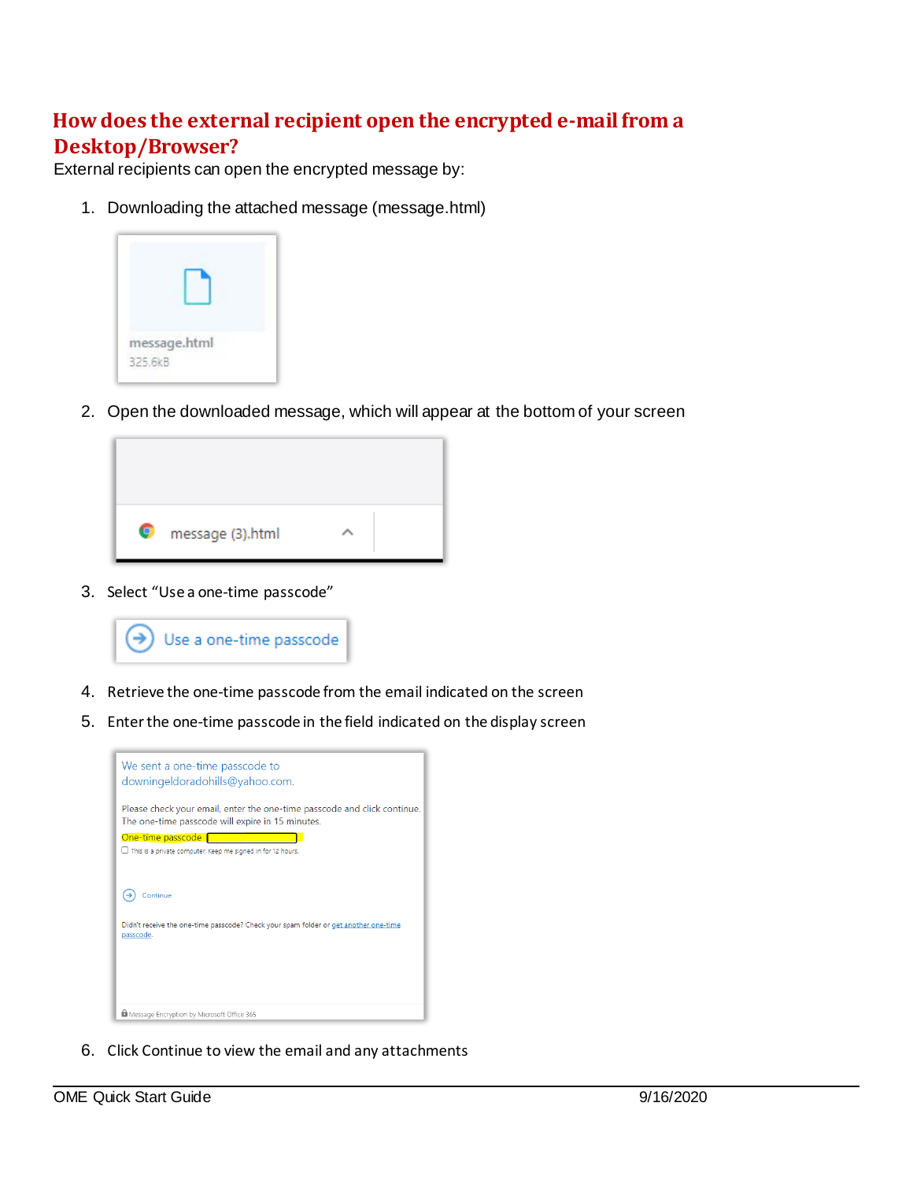# How does the external recipient open the encrypted e-mail from a Desktop/Browser?

External recipients can open the encrypted message by:

1. Downloading the attached message (message.html)
2. Open the downloaded message, which will appear at the bottom of your screen
3. Select "Use a one-time passcode"
4. Retrieve the one-time passcode from the email indicated on the screen
5. Enter the one-time passcode in the field indicated on the display screen
6. Click Continue to view the email and any attachments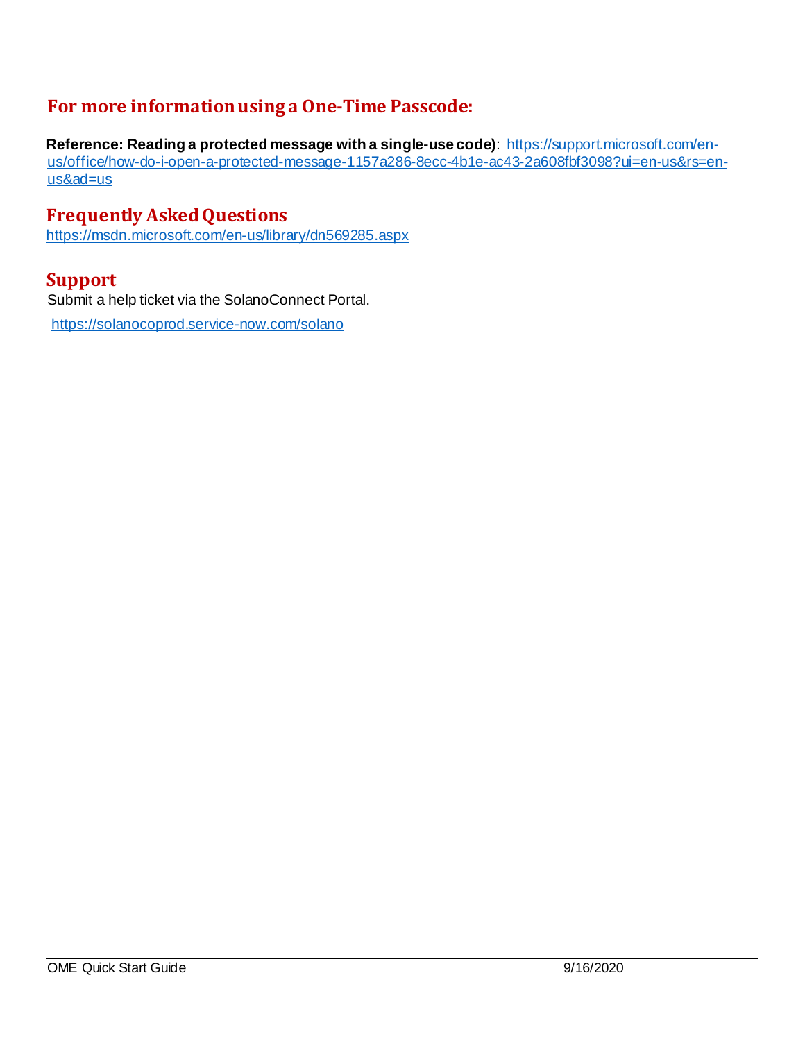## For more information using a One-Time Passcode:

**Reference: Reading a protected message with a single-use code)**: https://support.microsoft.com/en-us/office/how-do-i-open-a-protected-message-1157a286-8ecc-4b1e-ac43-2a608fbf3098?ui=en-us&rs=en-us&ad=us

## Frequently Asked Questions

https://msdn.microsoft.com/en-us/library/dn569285.aspx

## Support

Submit a help ticket via the SolanoConnect Portal.

https://solanocoprod.service-now.com/solano